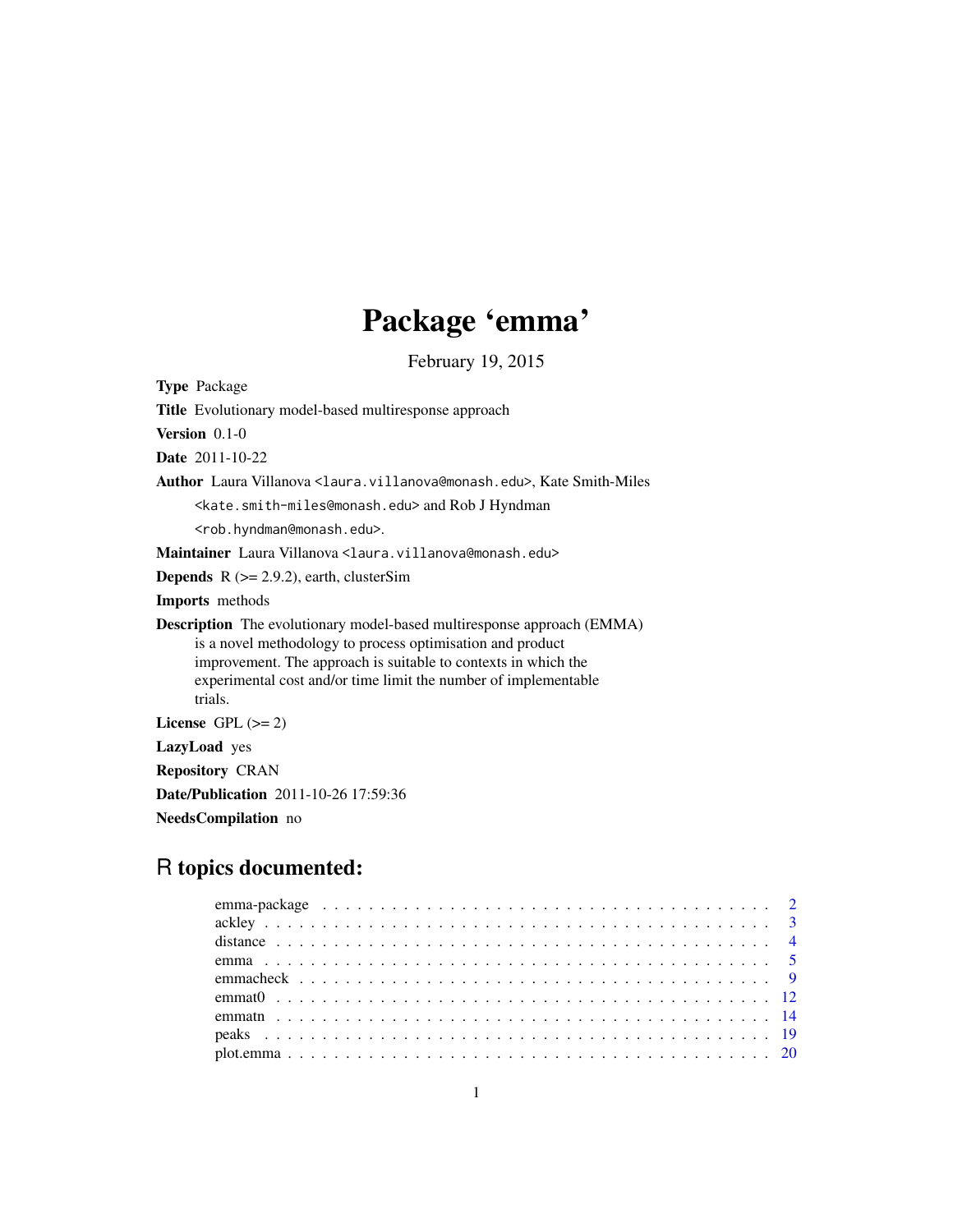# Package 'emma'

February 19, 2015

**Type** Package

**Title** Evolutionary model-based multiresponse approach

**Version** 0.1-0

**Date** 2011-10-22

**Author** Laura Villanova <laura.villanova@monash.edu>, Kate Smith-Miles <kate.smith-miles@monash.edu> and Rob J Hyndman <rob.hyndman@monash.edu>.

**Maintainer** Laura Villanova <laura.villanova@monash.edu>

**Depends** R (>= 2.9.2), earth, clusterSim

**Imports** methods

**Description** The evolutionary model-based multiresponse approach (EMMA) is a novel methodology to process optimisation and product improvement. The approach is suitable to contexts in which the experimental cost and/or time limit the number of implementable trials.

**License** GPL (>= 2)

**LazyLoad** yes

**Repository** CRAN

**Date/Publication** 2011-10-26 17:59:36

**NeedsCompilation** no

## R topics documented:

- emma-package . . . . . . . . . . . . . . . . . . . . . . . . . . . . . . . . . . . . . . . . 2
- ackley . . . . . . . . . . . . . . . . . . . . . . . . . . . . . . . . . . . . . . . . . . . . 3
- distance . . . . . . . . . . . . . . . . . . . . . . . . . . . . . . . . . . . . . . . . . . . 4
- emma . . . . . . . . . . . . . . . . . . . . . . . . . . . . . . . . . . . . . . . . . . . . 5
- emmacheck . . . . . . . . . . . . . . . . . . . . . . . . . . . . . . . . . . . . . . . . . 9
- emmat0 . . . . . . . . . . . . . . . . . . . . . . . . . . . . . . . . . . . . . . . . . . . 12
- emmatn . . . . . . . . . . . . . . . . . . . . . . . . . . . . . . . . . . . . . . . . . . . 14
- peaks . . . . . . . . . . . . . . . . . . . . . . . . . . . . . . . . . . . . . . . . . . . . 19
- plot.emma . . . . . . . . . . . . . . . . . . . . . . . . . . . . . . . . . . . . . . . . . . 20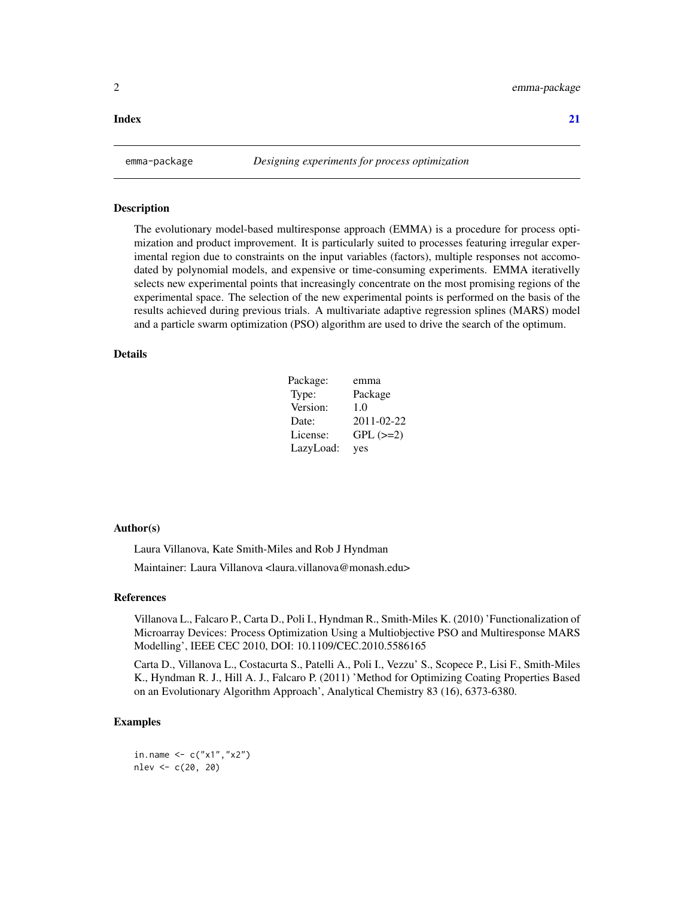Index 21

emma-package *Designing experiments for process optimization*

### Description

The evolutionary model-based multiresponse approach (EMMA) is a procedure for process optimization and product improvement. It is particularly suited to processes featuring irregular experimental region due to constraints on the input variables (factors), multiple responses not accomodated by polynomial models, and expensive or time-consuming experiments. EMMA iteratively selects new experimental points that increasingly concentrate on the most promising regions of the experimental space. The selection of the new experimental points is performed on the basis of the results achieved during previous trials. A multivariate adaptive regression splines (MARS) model and a particle swarm optimization (PSO) algorithm are used to drive the search of the optimum.

### Details

| | |
|---|---|
| Package: | emma |
| Type: | Package |
| Version: | 1.0 |
| Date: | 2011-02-22 |
| License: | GPL (>=2) |
| LazyLoad: | yes |

### Author(s)

Laura Villanova, Kate Smith-Miles and Rob J Hyndman

Maintainer: Laura Villanova <laura.villanova@monash.edu>

### References

Villanova L., Falcaro P., Carta D., Poli I., Hyndman R., Smith-Miles K. (2010) 'Functionalization of Microarray Devices: Process Optimization Using a Multiobjective PSO and Multiresponse MARS Modelling', IEEE CEC 2010, DOI: 10.1109/CEC.2010.5586165

Carta D., Villanova L., Costacurta S., Patelli A., Poli I., Vezzu' S., Scopece P., Lisi F., Smith-Miles K., Hyndman R. J., Hill A. J., Falcaro P. (2011) 'Method for Optimizing Coating Properties Based on an Evolutionary Algorithm Approach', Analytical Chemistry 83 (16), 6373-6380.

### Examples

```
in.name <- c("x1","x2")
nlev <- c(20, 20)
```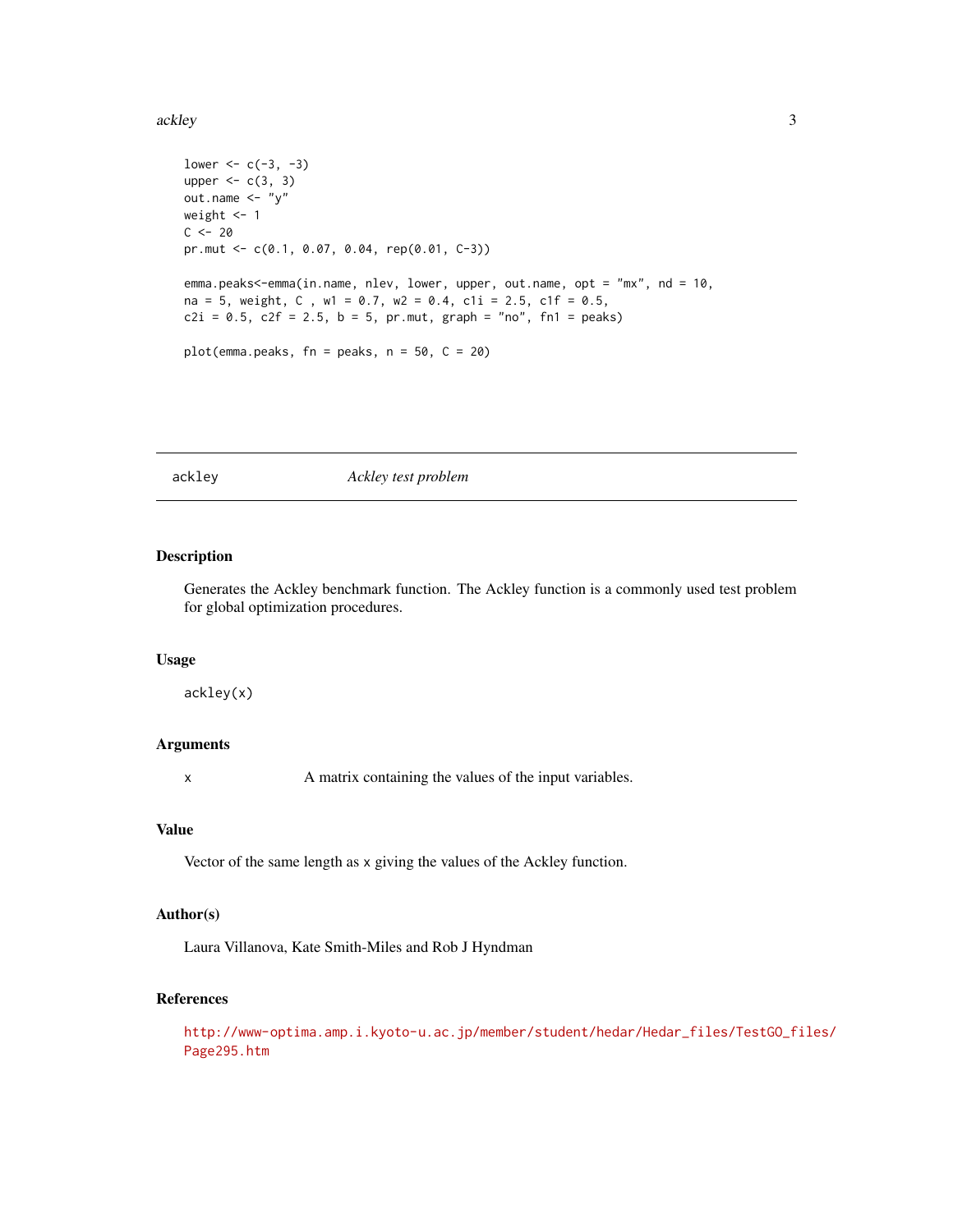```
lower <- c(-3, -3)
upper <- c(3, 3)
out.name <- "y"
weight <- 1
C <- 20
pr.mut <- c(0.1, 0.07, 0.04, rep(0.01, C-3))

emma.peaks<-emma(in.name, nlev, lower, upper, out.name, opt = "mx", nd = 10,
na = 5, weight, C , w1 = 0.7, w2 = 0.4, c1i = 2.5, c1f = 0.5,
c2i = 0.5, c2f = 2.5, b = 5, pr.mut, graph = "no", fn1 = peaks)

plot(emma.peaks, fn = peaks, n = 50, C = 20)
```

---

## ackley *Ackley test problem*

### Description

Generates the Ackley benchmark function. The Ackley function is a commonly used test problem for global optimization procedures.

### Usage

```
ackley(x)
```

### Arguments

| | |
|---|---|
| x | A matrix containing the values of the input variables. |

### Value

Vector of the same length as x giving the values of the Ackley function.

### Author(s)

Laura Villanova, Kate Smith-Miles and Rob J Hyndman

### References

http://www-optima.amp.i.kyoto-u.ac.jp/member/student/hedar/Hedar_files/TestGO_files/Page295.htm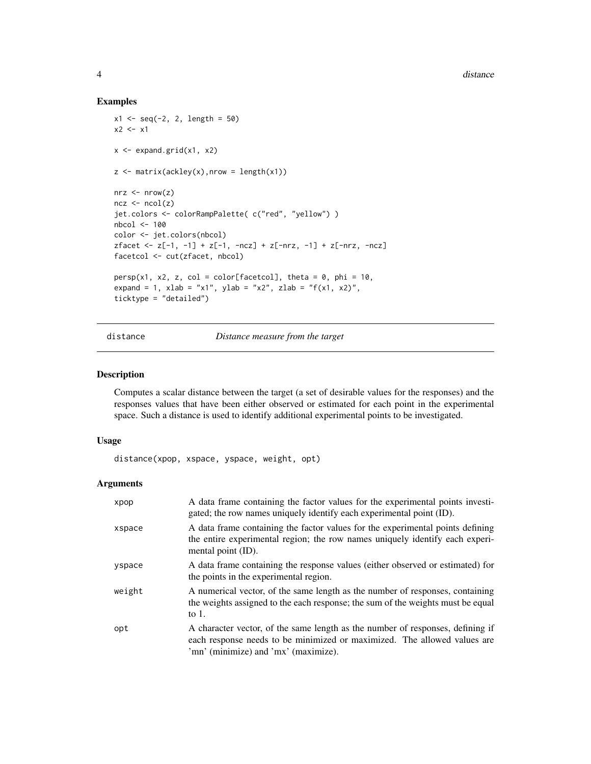### Examples

```
x1 <- seq(-2, 2, length = 50)
x2 <- x1

x <- expand.grid(x1, x2)

z <- matrix(ackley(x),nrow = length(x1))

nrz <- nrow(z)
ncz <- ncol(z)
jet.colors <- colorRampPalette( c("red", "yellow") )
nbcol <- 100
color <- jet.colors(nbcol)
zfacet <- z[-1, -1] + z[-1, -ncz] + z[-nrz, -1] + z[-nrz, -ncz]
facetcol <- cut(zfacet, nbcol)

persp(x1, x2, z, col = color[facetcol], theta = 0, phi = 10,
expand = 1, xlab = "x1", ylab = "x2", zlab = "f(x1, x2)",
ticktype = "detailed")
```

## distance — *Distance measure from the target*

### Description

Computes a scalar distance between the target (a set of desirable values for the responses) and the responses values that have been either observed or estimated for each point in the experimental space. Such a distance is used to identify additional experimental points to be investigated.

### Usage

```
distance(xpop, xspace, yspace, weight, opt)
```

### Arguments

| | |
|---|---|
| xpop | A data frame containing the factor values for the experimental points investigated; the row names uniquely identify each experimental point (ID). |
| xspace | A data frame containing the factor values for the experimental points defining the entire experimental region; the row names uniquely identify each experimental point (ID). |
| yspace | A data frame containing the response values (either observed or estimated) for the points in the experimental region. |
| weight | A numerical vector, of the same length as the number of responses, containing the weights assigned to the each response; the sum of the weights must be equal to 1. |
| opt | A character vector, of the same length as the number of responses, defining if each response needs to be minimized or maximized. The allowed values are 'mn' (minimize) and 'mx' (maximize). |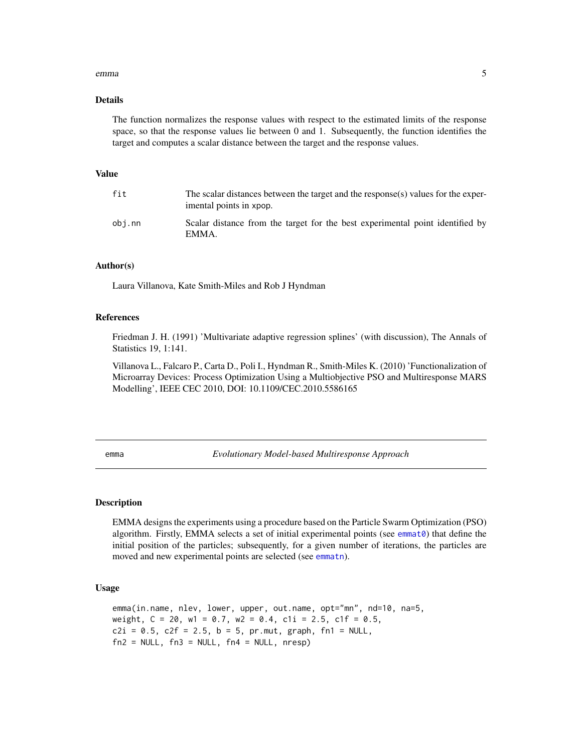## Details

The function normalizes the response values with respect to the estimated limits of the response space, so that the response values lie between 0 and 1. Subsequently, the function identifies the target and computes a scalar distance between the target and the response values.

## Value

| | |
|---|---|
| fit | The scalar distances between the target and the response(s) values for the experimental points in xpop. |
| obj.nn | Scalar distance from the target for the best experimental point identified by EMMA. |

## Author(s)

Laura Villanova, Kate Smith-Miles and Rob J Hyndman

## References

Friedman J. H. (1991) 'Multivariate adaptive regression splines' (with discussion), The Annals of Statistics 19, 1:141.

Villanova L., Falcaro P., Carta D., Poli I., Hyndman R., Smith-Miles K. (2010) 'Functionalization of Microarray Devices: Process Optimization Using a Multiobjective PSO and Multiresponse MARS Modelling', IEEE CEC 2010, DOI: 10.1109/CEC.2010.5586165

---

# emma — *Evolutionary Model-based Multiresponse Approach*

## Description

EMMA designs the experiments using a procedure based on the Particle Swarm Optimization (PSO) algorithm. Firstly, EMMA selects a set of initial experimental points (see emmat0) that define the initial position of the particles; subsequently, for a given number of iterations, the particles are moved and new experimental points are selected (see emmatn).

## Usage

```
emma(in.name, nlev, lower, upper, out.name, opt="mn", nd=10, na=5,
weight, C = 20, w1 = 0.7, w2 = 0.4, c1i = 2.5, c1f = 0.5,
c2i = 0.5, c2f = 2.5, b = 5, pr.mut, graph, fn1 = NULL,
fn2 = NULL, fn3 = NULL, fn4 = NULL, nresp)
```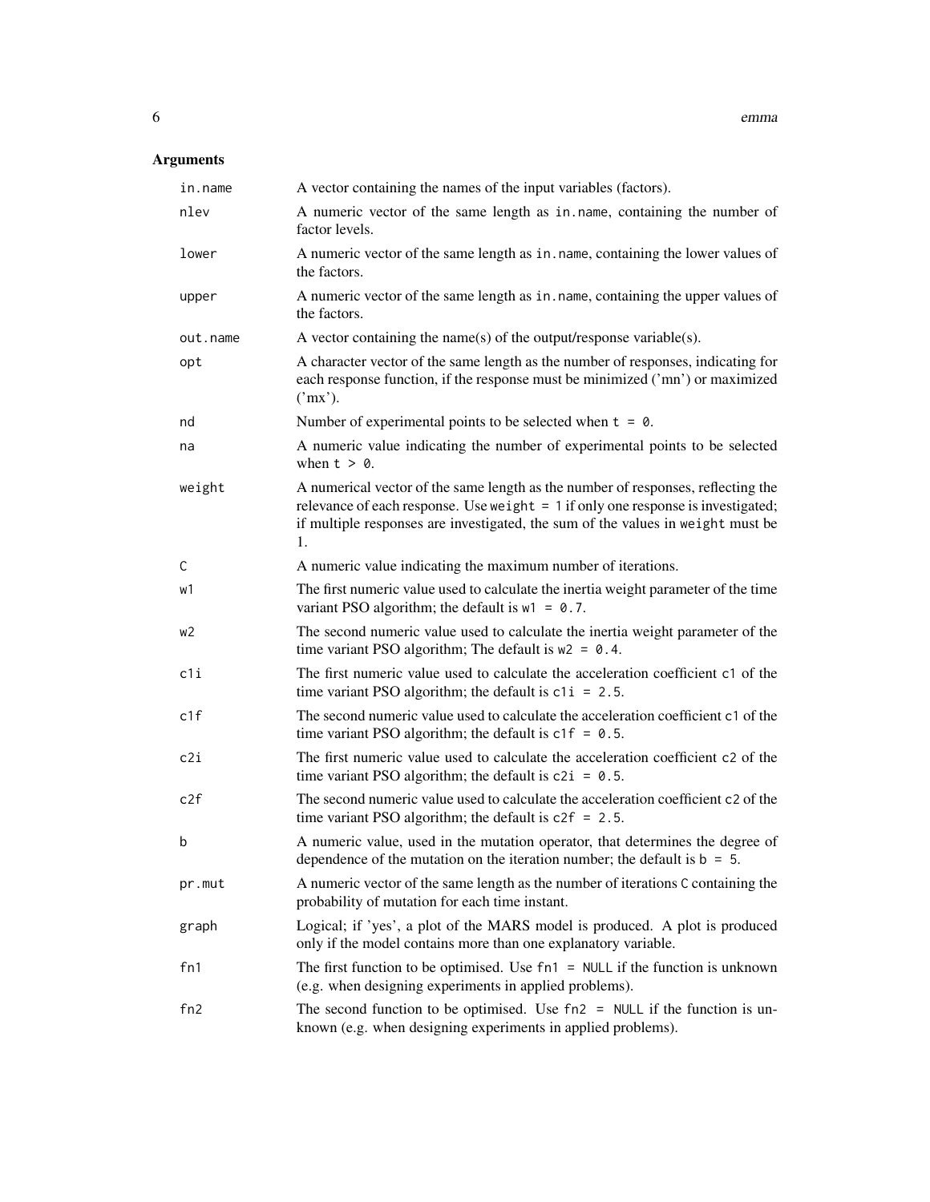## Arguments

- `in.name` A vector containing the names of the input variables (factors).
- `nlev` A numeric vector of the same length as `in.name`, containing the number of factor levels.
- `lower` A numeric vector of the same length as `in.name`, containing the lower values of the factors.
- `upper` A numeric vector of the same length as `in.name`, containing the upper values of the factors.
- `out.name` A vector containing the name(s) of the output/response variable(s).
- `opt` A character vector of the same length as the number of responses, indicating for each response function, if the response must be minimized ('mn') or maximized ('mx').
- `nd` Number of experimental points to be selected when `t = 0`.
- `na` A numeric value indicating the number of experimental points to be selected when `t > 0`.
- `weight` A numerical vector of the same length as the number of responses, reflecting the relevance of each response. Use `weight = 1` if only one response is investigated; if multiple responses are investigated, the sum of the values in `weight` must be 1.
- `C` A numeric value indicating the maximum number of iterations.
- `w1` The first numeric value used to calculate the inertia weight parameter of the time variant PSO algorithm; the default is `w1 = 0.7`.
- `w2` The second numeric value used to calculate the inertia weight parameter of the time variant PSO algorithm; The default is `w2 = 0.4`.
- `c1i` The first numeric value used to calculate the acceleration coefficient `c1` of the time variant PSO algorithm; the default is `c1i = 2.5`.
- `c1f` The second numeric value used to calculate the acceleration coefficient `c1` of the time variant PSO algorithm; the default is `c1f = 0.5`.
- `c2i` The first numeric value used to calculate the acceleration coefficient `c2` of the time variant PSO algorithm; the default is `c2i = 0.5`.
- `c2f` The second numeric value used to calculate the acceleration coefficient `c2` of the time variant PSO algorithm; the default is `c2f = 2.5`.
- `b` A numeric value, used in the mutation operator, that determines the degree of dependence of the mutation on the iteration number; the default is `b = 5`.
- `pr.mut` A numeric vector of the same length as the number of iterations `C` containing the probability of mutation for each time instant.
- `graph` Logical; if 'yes', a plot of the MARS model is produced. A plot is produced only if the model contains more than one explanatory variable.
- `fn1` The first function to be optimised. Use `fn1 = NULL` if the function is unknown (e.g. when designing experiments in applied problems).
- `fn2` The second function to be optimised. Use `fn2 = NULL` if the function is unknown (e.g. when designing experiments in applied problems).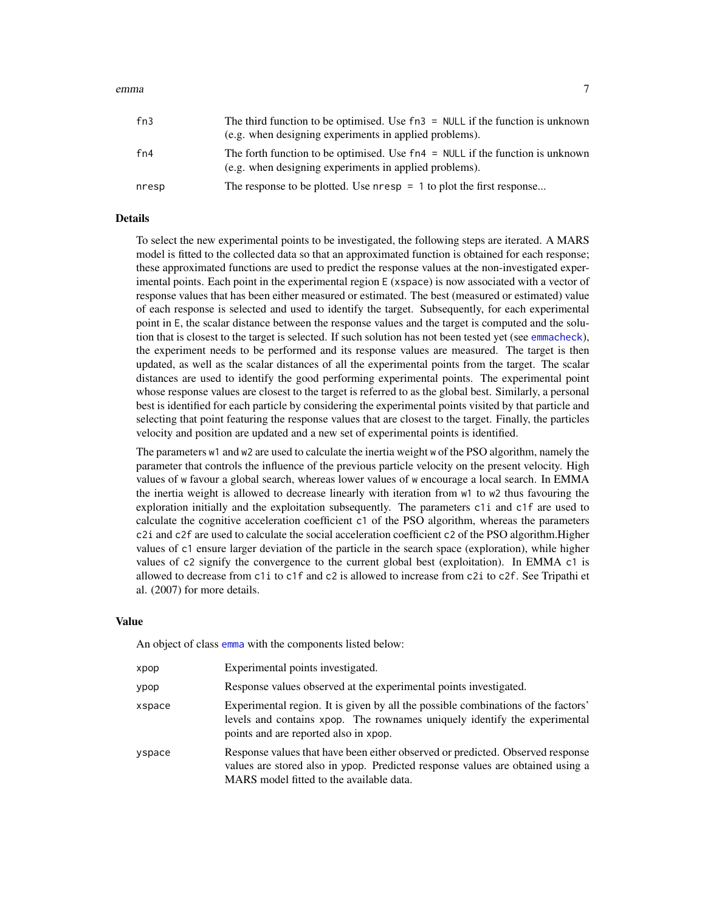| | |
|---|---|
| fn3 | The third function to be optimised. Use `fn3 = NULL` if the function is unknown (e.g. when designing experiments in applied problems). |
| fn4 | The forth function to be optimised. Use `fn4 = NULL` if the function is unknown (e.g. when designing experiments in applied problems). |
| nresp | The response to be plotted. Use `nresp = 1` to plot the first response... |

## Details

To select the new experimental points to be investigated, the following steps are iterated. A MARS model is fitted to the collected data so that an approximated function is obtained for each response; these approximated functions are used to predict the response values at the non-investigated experimental points. Each point in the experimental region `E` (`xspace`) is now associated with a vector of response values that has been either measured or estimated. The best (measured or estimated) value of each response is selected and used to identify the target. Subsequently, for each experimental point in `E`, the scalar distance between the response values and the target is computed and the solution that is closest to the target is selected. If such solution has not been tested yet (see `emmacheck`), the experiment needs to be performed and its response values are measured. The target is then updated, as well as the scalar distances of all the experimental points from the target. The scalar distances are used to identify the good performing experimental points. The experimental point whose response values are closest to the target is referred to as the global best. Similarly, a personal best is identified for each particle by considering the experimental points visited by that particle and selecting that point featuring the response values that are closest to the target. Finally, the particles velocity and position are updated and a new set of experimental points is identified.

The parameters `w1` and `w2` are used to calculate the inertia weight `w` of the PSO algorithm, namely the parameter that controls the influence of the previous particle velocity on the present velocity. High values of `w` favour a global search, whereas lower values of `w` encourage a local search. In EMMA the inertia weight is allowed to decrease linearly with iteration from `w1` to `w2` thus favouring the exploration initially and the exploitation subsequently. The parameters `c1i` and `c1f` are used to calculate the cognitive acceleration coefficient `c1` of the PSO algorithm, whereas the parameters `c2i` and `c2f` are used to calculate the social acceleration coefficient `c2` of the PSO algorithm.Higher values of `c1` ensure larger deviation of the particle in the search space (exploration), while higher values of `c2` signify the convergence to the current global best (exploitation). In EMMA `c1` is allowed to decrease from `c1i` to `c1f` and `c2` is allowed to increase from `c2i` to `c2f`. See Tripathi et al. (2007) for more details.

## Value

An object of class `emma` with the components listed below:

| | |
|---|---|
| xpop | Experimental points investigated. |
| ypop | Response values observed at the experimental points investigated. |
| xspace | Experimental region. It is given by all the possible combinations of the factors' levels and contains `xpop`. The rownames uniquely identify the experimental points and are reported also in `xpop`. |
| yspace | Response values that have been either observed or predicted. Observed response values are stored also in `ypop`. Predicted response values are obtained using a MARS model fitted to the available data. |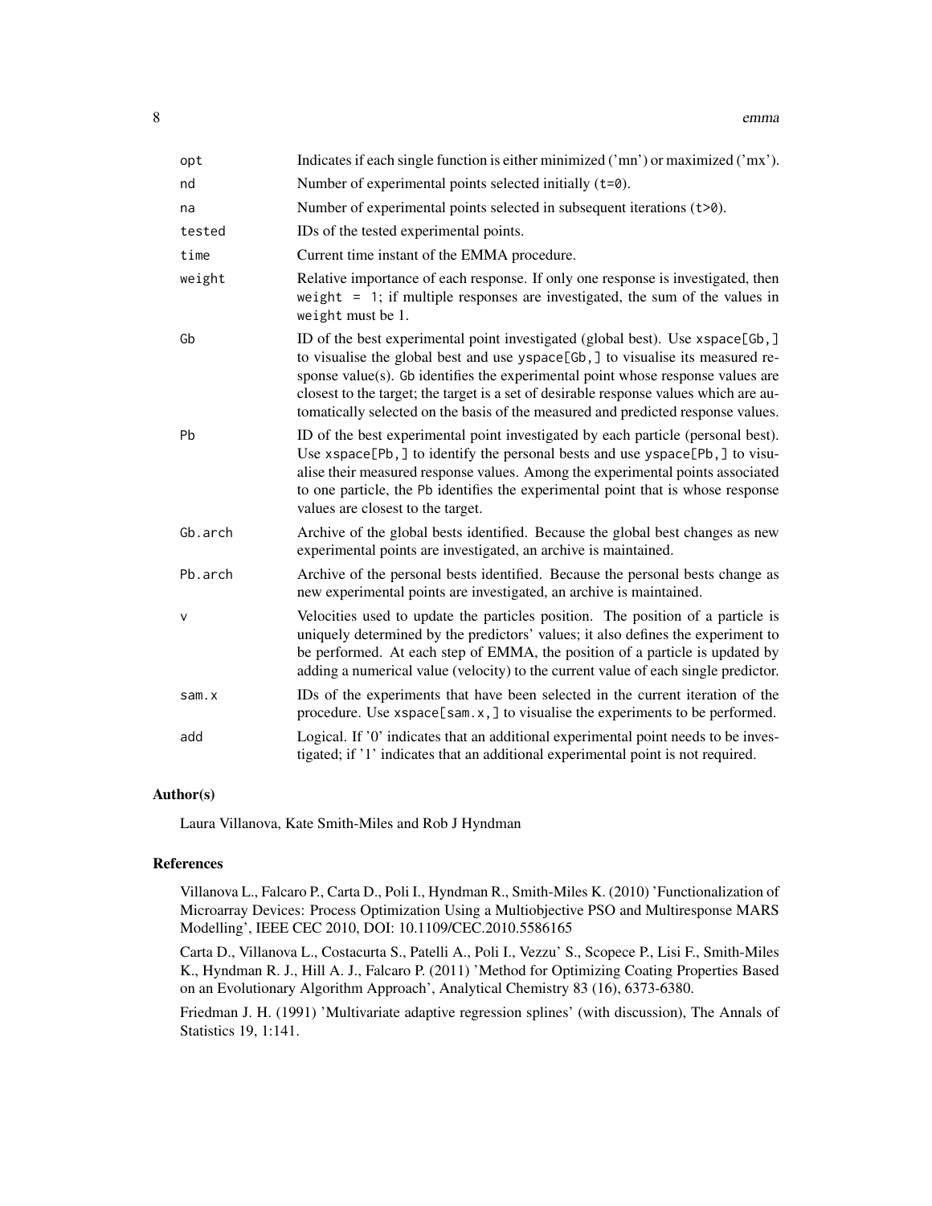| | |
|---|---|
| opt | Indicates if each single function is either minimized ('mn') or maximized ('mx'). |
| nd | Number of experimental points selected initially (t=0). |
| na | Number of experimental points selected in subsequent iterations (t>0). |
| tested | IDs of the tested experimental points. |
| time | Current time instant of the EMMA procedure. |
| weight | Relative importance of each response. If only one response is investigated, then weight = 1; if multiple responses are investigated, the sum of the values in weight must be 1. |
| Gb | ID of the best experimental point investigated (global best). Use xspace[Gb,] to visualise the global best and use yspace[Gb,] to visualise its measured response value(s). Gb identifies the experimental point whose response values are closest to the target; the target is a set of desirable response values which are automatically selected on the basis of the measured and predicted response values. |
| Pb | ID of the best experimental point investigated by each particle (personal best). Use xspace[Pb,] to identify the personal bests and use yspace[Pb,] to visualise their measured response values. Among the experimental points associated to one particle, the Pb identifies the experimental point that is whose response values are closest to the target. |
| Gb.arch | Archive of the global bests identified. Because the global best changes as new experimental points are investigated, an archive is maintained. |
| Pb.arch | Archive of the personal bests identified. Because the personal bests change as new experimental points are investigated, an archive is maintained. |
| v | Velocities used to update the particles position. The position of a particle is uniquely determined by the predictors' values; it also defines the experiment to be performed. At each step of EMMA, the position of a particle is updated by adding a numerical value (velocity) to the current value of each single predictor. |
| sam.x | IDs of the experiments that have been selected in the current iteration of the procedure. Use xspace[sam.x,] to visualise the experiments to be performed. |
| add | Logical. If '0' indicates that an additional experimental point needs to be investigated; if '1' indicates that an additional experimental point is not required. |

## Author(s)

Laura Villanova, Kate Smith-Miles and Rob J Hyndman

## References

Villanova L., Falcaro P., Carta D., Poli I., Hyndman R., Smith-Miles K. (2010) 'Functionalization of Microarray Devices: Process Optimization Using a Multiobjective PSO and Multiresponse MARS Modelling', IEEE CEC 2010, DOI: 10.1109/CEC.2010.5586165

Carta D., Villanova L., Costacurta S., Patelli A., Poli I., Vezzu' S., Scopece P., Lisi F., Smith-Miles K., Hyndman R. J., Hill A. J., Falcaro P. (2011) 'Method for Optimizing Coating Properties Based on an Evolutionary Algorithm Approach', Analytical Chemistry 83 (16), 6373-6380.

Friedman J. H. (1991) 'Multivariate adaptive regression splines' (with discussion), The Annals of Statistics 19, 1:141.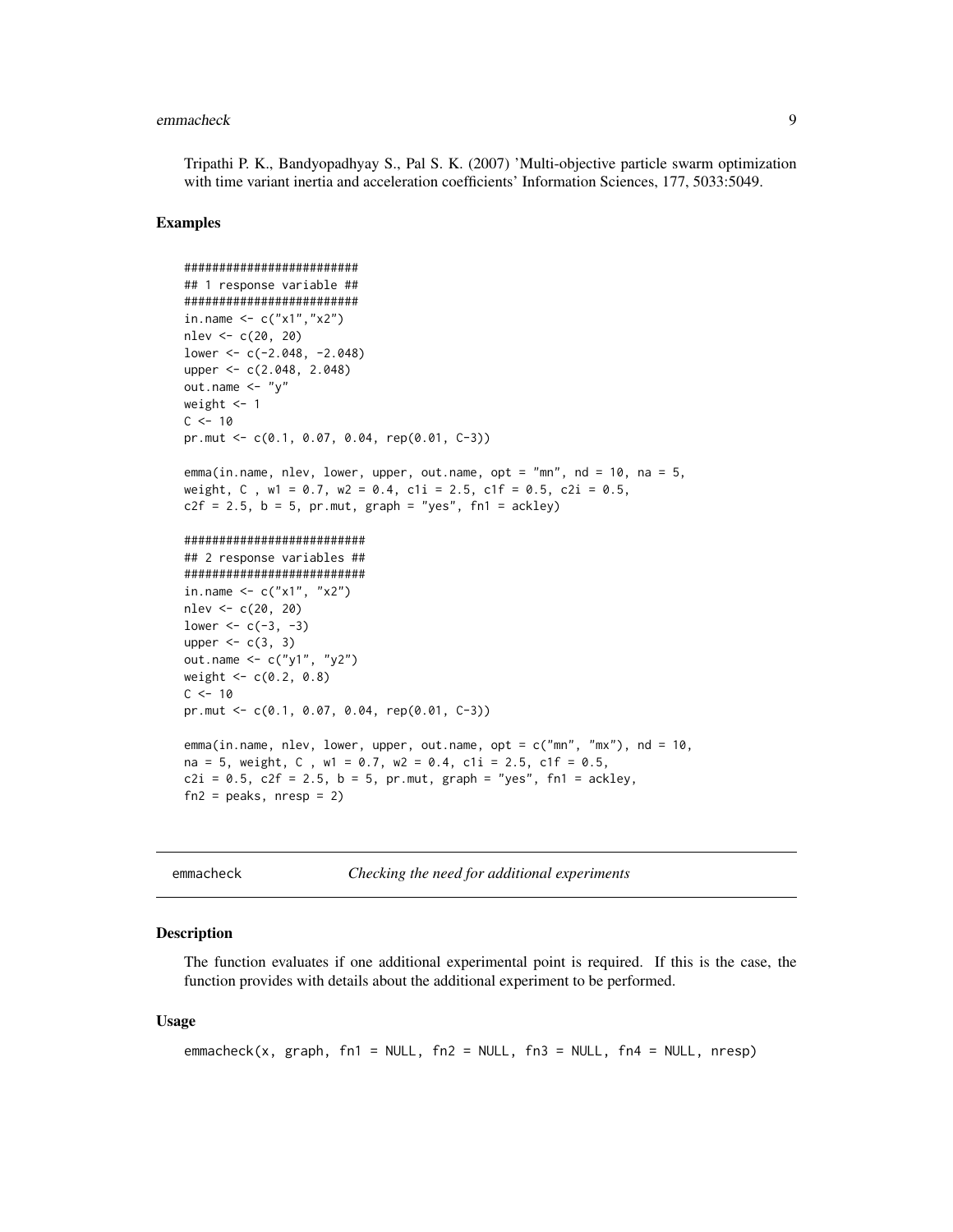Tripathi P. K., Bandyopadhyay S., Pal S. K. (2007) 'Multi-objective particle swarm optimization with time variant inertia and acceleration coefficients' Information Sciences, 177, 5033:5049.

### Examples

```
#########################
## 1 response variable ##
#########################
in.name <- c("x1","x2")
nlev <- c(20, 20)
lower <- c(-2.048, -2.048)
upper <- c(2.048, 2.048)
out.name <- "y"
weight <- 1
C <- 10
pr.mut <- c(0.1, 0.07, 0.04, rep(0.01, C-3))

emma(in.name, nlev, lower, upper, out.name, opt = "mn", nd = 10, na = 5,
weight, C , w1 = 0.7, w2 = 0.4, c1i = 2.5, c1f = 0.5, c2i = 0.5,
c2f = 2.5, b = 5, pr.mut, graph = "yes", fn1 = ackley)

##########################
## 2 response variables ##
##########################
in.name <- c("x1", "x2")
nlev <- c(20, 20)
lower <- c(-3, -3)
upper <- c(3, 3)
out.name <- c("y1", "y2")
weight <- c(0.2, 0.8)
C <- 10
pr.mut <- c(0.1, 0.07, 0.04, rep(0.01, C-3))

emma(in.name, nlev, lower, upper, out.name, opt = c("mn", "mx"), nd = 10,
na = 5, weight, C , w1 = 0.7, w2 = 0.4, c1i = 2.5, c1f = 0.5,
c2i = 0.5, c2f = 2.5, b = 5, pr.mut, graph = "yes", fn1 = ackley,
fn2 = peaks, nresp = 2)
```

---

## emmacheck — *Checking the need for additional experiments*

### Description

The function evaluates if one additional experimental point is required. If this is the case, the function provides with details about the additional experiment to be performed.

### Usage

```
emmacheck(x, graph, fn1 = NULL, fn2 = NULL, fn3 = NULL, fn4 = NULL, nresp)
```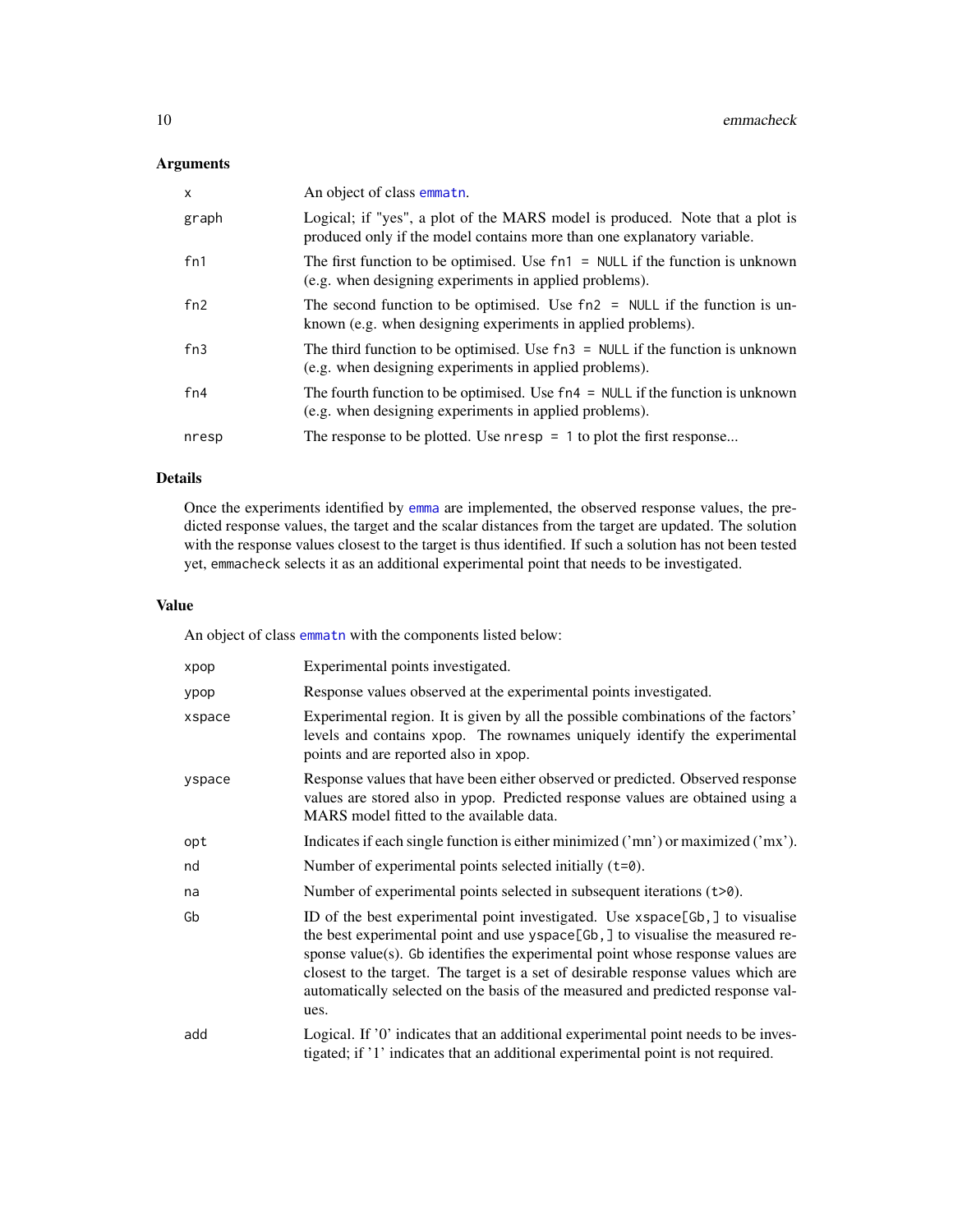## Arguments

| | |
|---|---|
| `x` | An object of class `emmatn`. |
| `graph` | Logical; if "yes", a plot of the MARS model is produced. Note that a plot is produced only if the model contains more than one explanatory variable. |
| `fn1` | The first function to be optimised. Use `fn1 = NULL` if the function is unknown (e.g. when designing experiments in applied problems). |
| `fn2` | The second function to be optimised. Use `fn2 = NULL` if the function is unknown (e.g. when designing experiments in applied problems). |
| `fn3` | The third function to be optimised. Use `fn3 = NULL` if the function is unknown (e.g. when designing experiments in applied problems). |
| `fn4` | The fourth function to be optimised. Use `fn4 = NULL` if the function is unknown (e.g. when designing experiments in applied problems). |
| `nresp` | The response to be plotted. Use `nresp = 1` to plot the first response... |

## Details

Once the experiments identified by `emma` are implemented, the observed response values, the predicted response values, the target and the scalar distances from the target are updated. The solution with the response values closest to the target is thus identified. If such a solution has not been tested yet, `emmacheck` selects it as an additional experimental point that needs to be investigated.

## Value

An object of class `emmatn` with the components listed below:

| | |
|---|---|
| `xpop` | Experimental points investigated. |
| `ypop` | Response values observed at the experimental points investigated. |
| `xspace` | Experimental region. It is given by all the possible combinations of the factors' levels and contains `xpop`. The rownames uniquely identify the experimental points and are reported also in `xpop`. |
| `yspace` | Response values that have been either observed or predicted. Observed response values are stored also in `ypop`. Predicted response values are obtained using a MARS model fitted to the available data. |
| `opt` | Indicates if each single function is either minimized ('mn') or maximized ('mx'). |
| `nd` | Number of experimental points selected initially (`t=0`). |
| `na` | Number of experimental points selected in subsequent iterations (`t>0`). |
| `Gb` | ID of the best experimental point investigated. Use `xspace[Gb,]` to visualise the best experimental point and use `yspace[Gb,]` to visualise the measured response value(s). `Gb` identifies the experimental point whose response values are closest to the target. The target is a set of desirable response values which are automatically selected on the basis of the measured and predicted response values. |
| `add` | Logical. If '0' indicates that an additional experimental point needs to be investigated; if '1' indicates that an additional experimental point is not required. |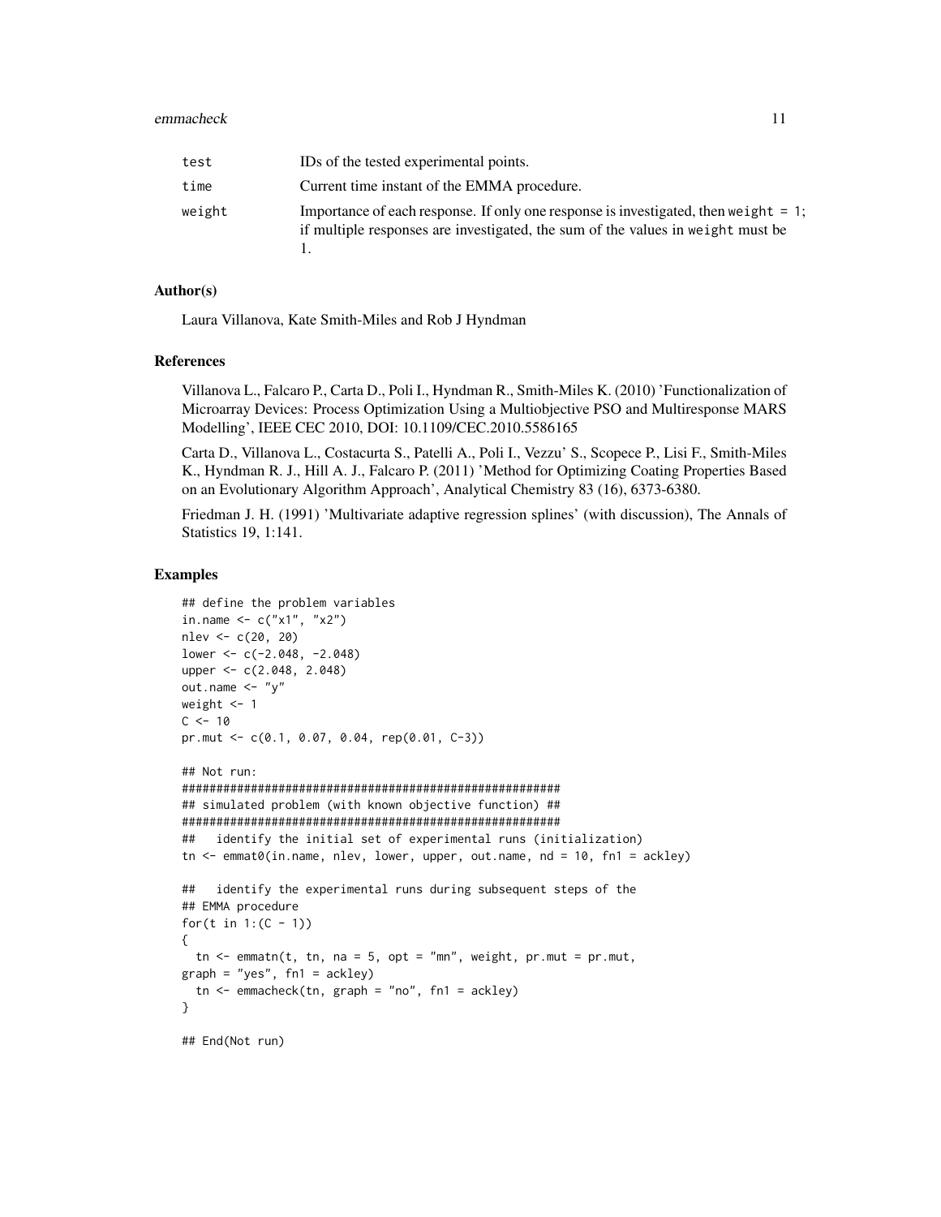| | |
|---|---|
| test | IDs of the tested experimental points. |
| time | Current time instant of the EMMA procedure. |
| weight | Importance of each response. If only one response is investigated, then `weight = 1`; if multiple responses are investigated, the sum of the values in `weight` must be 1. |

### Author(s)

Laura Villanova, Kate Smith-Miles and Rob J Hyndman

### References

Villanova L., Falcaro P., Carta D., Poli I., Hyndman R., Smith-Miles K. (2010) 'Functionalization of Microarray Devices: Process Optimization Using a Multiobjective PSO and Multiresponse MARS Modelling', IEEE CEC 2010, DOI: 10.1109/CEC.2010.5586165

Carta D., Villanova L., Costacurta S., Patelli A., Poli I., Vezzu' S., Scopece P., Lisi F., Smith-Miles K., Hyndman R. J., Hill A. J., Falcaro P. (2011) 'Method for Optimizing Coating Properties Based on an Evolutionary Algorithm Approach', Analytical Chemistry 83 (16), 6373-6380.

Friedman J. H. (1991) 'Multivariate adaptive regression splines' (with discussion), The Annals of Statistics 19, 1:141.

### Examples

```
## define the problem variables
in.name <- c("x1", "x2")
nlev <- c(20, 20)
lower <- c(-2.048, -2.048)
upper <- c(2.048, 2.048)
out.name <- "y"
weight <- 1
C <- 10
pr.mut <- c(0.1, 0.07, 0.04, rep(0.01, C-3))

## Not run:
########################################################
## simulated problem (with known objective function) ##
########################################################
##   identify the initial set of experimental runs (initialization)
tn <- emmat0(in.name, nlev, lower, upper, out.name, nd = 10, fn1 = ackley)

##   identify the experimental runs during subsequent steps of the
## EMMA procedure
for(t in 1:(C - 1))
{
  tn <- emmatn(t, tn, na = 5, opt = "mn", weight, pr.mut = pr.mut,
graph = "yes", fn1 = ackley)
  tn <- emmacheck(tn, graph = "no", fn1 = ackley)
}

## End(Not run)
```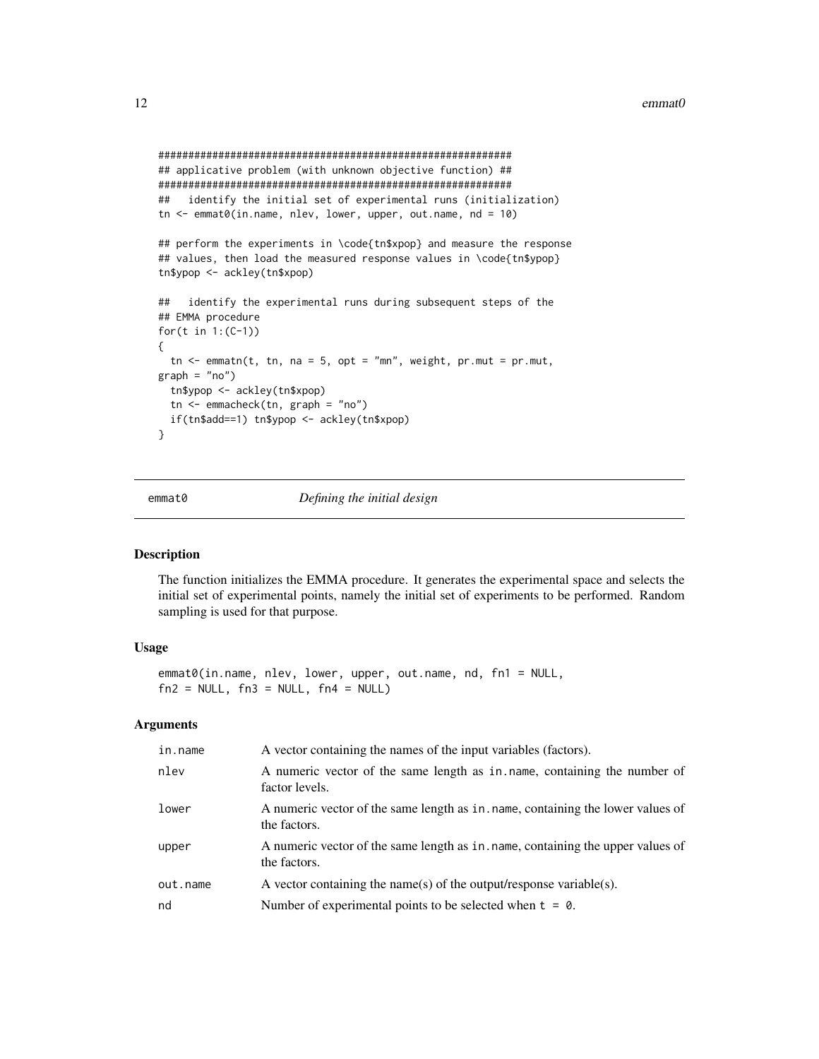```
############################################################
## applicative problem (with unknown objective function) ##
############################################################
##   identify the initial set of experimental runs (initialization)
tn <- emmat0(in.name, nlev, lower, upper, out.name, nd = 10)

## perform the experiments in \code{tn$xpop} and measure the response
## values, then load the measured response values in \code{tn$ypop}
tn$ypop <- ackley(tn$xpop)

##   identify the experimental runs during subsequent steps of the
## EMMA procedure
for(t in 1:(C-1))
{
  tn <- emmatn(t, tn, na = 5, opt = "mn", weight, pr.mut = pr.mut,
graph = "no")
  tn$ypop <- ackley(tn$xpop)
  tn <- emmacheck(tn, graph = "no")
  if(tn$add==1) tn$ypop <- ackley(tn$xpop)
}
```

## emmat0 *Defining the initial design*

### Description

The function initializes the EMMA procedure. It generates the experimental space and selects the initial set of experimental points, namely the initial set of experiments to be performed. Random sampling is used for that purpose.

### Usage

```
emmat0(in.name, nlev, lower, upper, out.name, nd, fn1 = NULL,
fn2 = NULL, fn3 = NULL, fn4 = NULL)
```

### Arguments

| | |
|---|---|
| `in.name` | A vector containing the names of the input variables (factors). |
| `nlev` | A numeric vector of the same length as `in.name`, containing the number of factor levels. |
| `lower` | A numeric vector of the same length as `in.name`, containing the lower values of the factors. |
| `upper` | A numeric vector of the same length as `in.name`, containing the upper values of the factors. |
| `out.name` | A vector containing the name(s) of the output/response variable(s). |
| `nd` | Number of experimental points to be selected when `t = 0`. |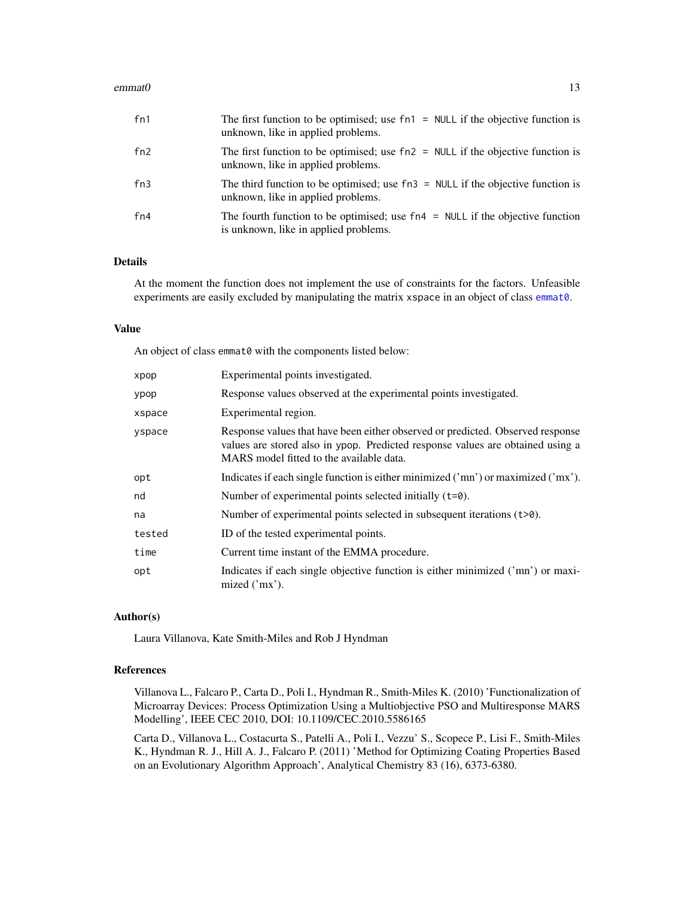| | |
|---|---|
| fn1 | The first function to be optimised; use `fn1 = NULL` if the objective function is unknown, like in applied problems. |
| fn2 | The first function to be optimised; use `fn2 = NULL` if the objective function is unknown, like in applied problems. |
| fn3 | The third function to be optimised; use `fn3 = NULL` if the objective function is unknown, like in applied problems. |
| fn4 | The fourth function to be optimised; use `fn4 = NULL` if the objective function is unknown, like in applied problems. |

## Details

At the moment the function does not implement the use of constraints for the factors. Unfeasible experiments are easily excluded by manipulating the matrix `xspace` in an object of class `emmat0`.

## Value

An object of class `emmat0` with the components listed below:

| | |
|---|---|
| xpop | Experimental points investigated. |
| ypop | Response values observed at the experimental points investigated. |
| xspace | Experimental region. |
| yspace | Response values that have been either observed or predicted. Observed response values are stored also in `ypop`. Predicted response values are obtained using a MARS model fitted to the available data. |
| opt | Indicates if each single function is either minimized ('mn') or maximized ('mx'). |
| nd | Number of experimental points selected initially (`t=0`). |
| na | Number of experimental points selected in subsequent iterations (`t>0`). |
| tested | ID of the tested experimental points. |
| time | Current time instant of the EMMA procedure. |
| opt | Indicates if each single objective function is either minimized ('mn') or maximized ('mx'). |

## Author(s)

Laura Villanova, Kate Smith-Miles and Rob J Hyndman

## References

Villanova L., Falcaro P., Carta D., Poli I., Hyndman R., Smith-Miles K. (2010) 'Functionalization of Microarray Devices: Process Optimization Using a Multiobjective PSO and Multiresponse MARS Modelling', IEEE CEC 2010, DOI: 10.1109/CEC.2010.5586165

Carta D., Villanova L., Costacurta S., Patelli A., Poli I., Vezzu' S., Scopece P., Lisi F., Smith-Miles K., Hyndman R. J., Hill A. J., Falcaro P. (2011) 'Method for Optimizing Coating Properties Based on an Evolutionary Algorithm Approach', Analytical Chemistry 83 (16), 6373-6380.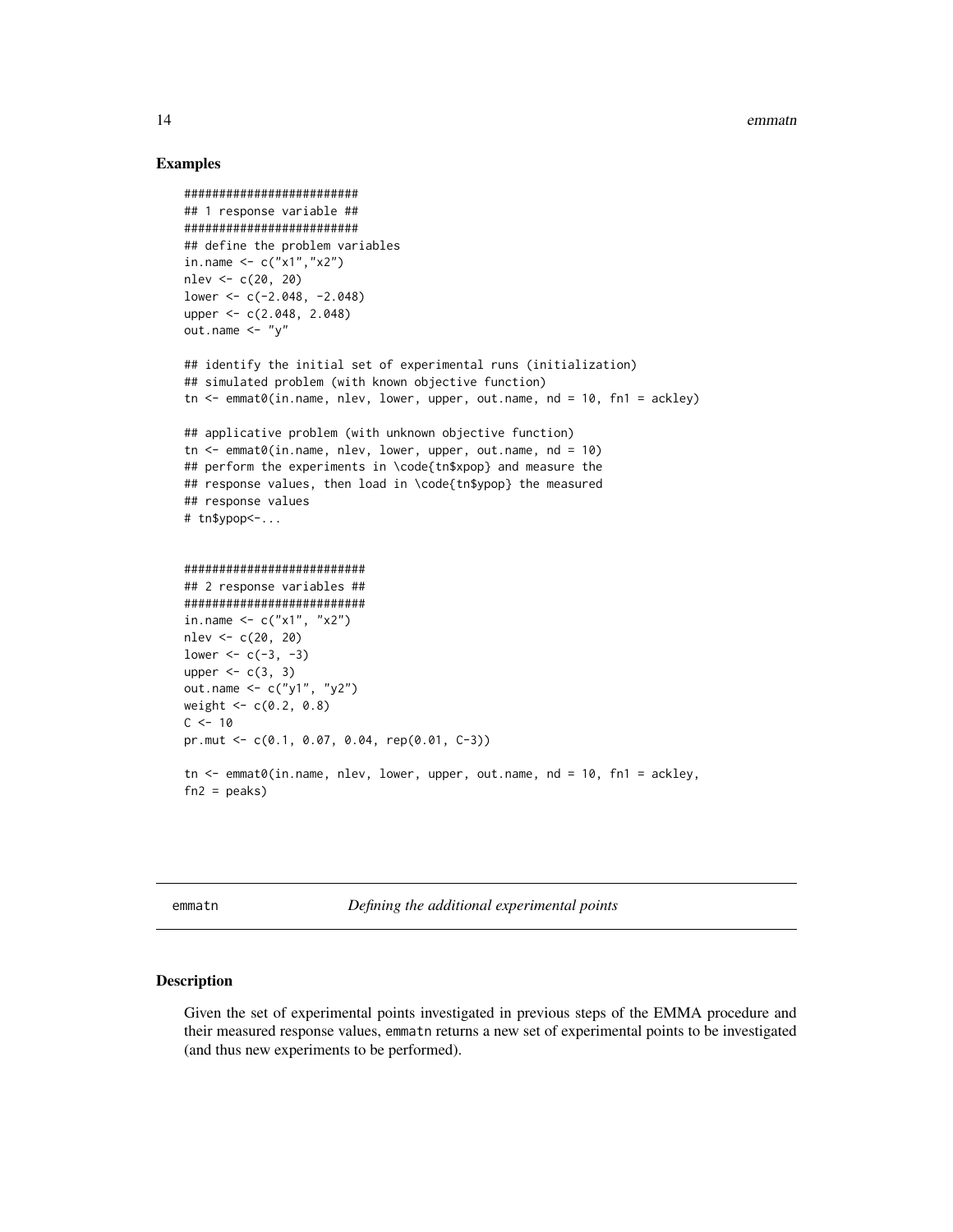## Examples

```
##########################
## 1 response variable ##
##########################
## define the problem variables
in.name <- c("x1","x2")
nlev <- c(20, 20)
lower <- c(-2.048, -2.048)
upper <- c(2.048, 2.048)
out.name <- "y"

## identify the initial set of experimental runs (initialization)
## simulated problem (with known objective function)
tn <- emmat0(in.name, nlev, lower, upper, out.name, nd = 10, fn1 = ackley)

## applicative problem (with unknown objective function)
tn <- emmat0(in.name, nlev, lower, upper, out.name, nd = 10)
## perform the experiments in \code{tn$xpop} and measure the
## response values, then load in \code{tn$ypop} the measured
## response values
# tn$ypop<-...


###########################
## 2 response variables ##
###########################
in.name <- c("x1", "x2")
nlev <- c(20, 20)
lower <- c(-3, -3)
upper <- c(3, 3)
out.name <- c("y1", "y2")
weight <- c(0.2, 0.8)
C <- 10
pr.mut <- c(0.1, 0.07, 0.04, rep(0.01, C-3))

tn <- emmat0(in.name, nlev, lower, upper, out.name, nd = 10, fn1 = ackley,
fn2 = peaks)
```

---

emmatn *Defining the additional experimental points*

---

## Description

Given the set of experimental points investigated in previous steps of the EMMA procedure and their measured response values, emmatn returns a new set of experimental points to be investigated (and thus new experiments to be performed).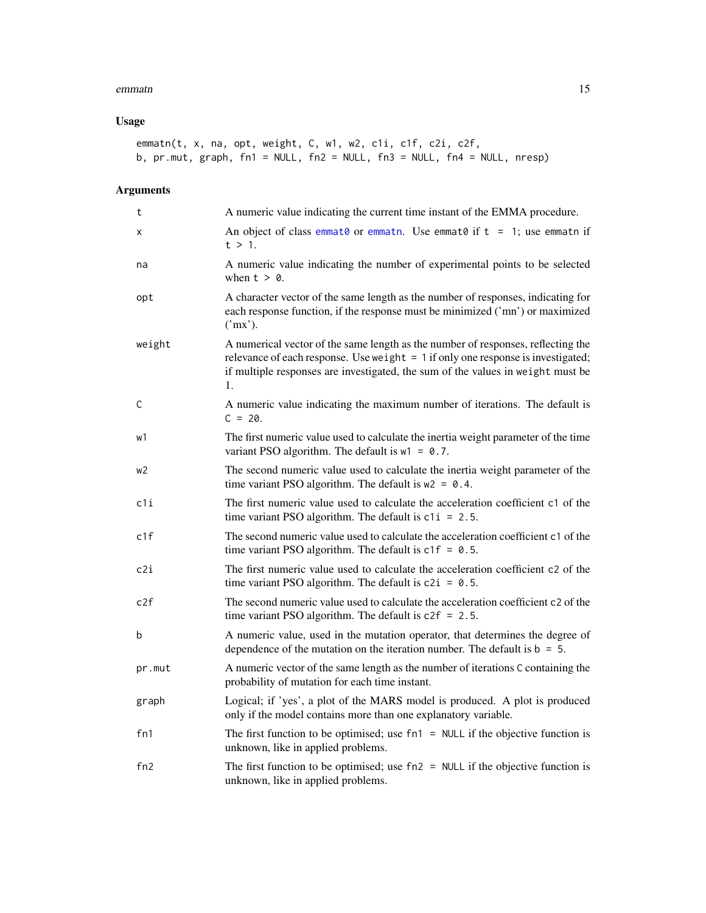## Usage

```
emmatn(t, x, na, opt, weight, C, w1, w2, c1i, c1f, c2i, c2f,
b, pr.mut, graph, fn1 = NULL, fn2 = NULL, fn3 = NULL, fn4 = NULL, nresp)
```

## Arguments

| Argument | Description |
|---|---|
| `t` | A numeric value indicating the current time instant of the EMMA procedure. |
| `x` | An object of class `emmat0` or `emmatn`. Use `emmat0` if `t = 1`; use `emmatn` if `t > 1`. |
| `na` | A numeric value indicating the number of experimental points to be selected when `t > 0`. |
| `opt` | A character vector of the same length as the number of responses, indicating for each response function, if the response must be minimized ('mn') or maximized ('mx'). |
| `weight` | A numerical vector of the same length as the number of responses, reflecting the relevance of each response. Use `weight = 1` if only one response is investigated; if multiple responses are investigated, the sum of the values in `weight` must be 1. |
| `C` | A numeric value indicating the maximum number of iterations. The default is `C = 20`. |
| `w1` | The first numeric value used to calculate the inertia weight parameter of the time variant PSO algorithm. The default is `w1 = 0.7`. |
| `w2` | The second numeric value used to calculate the inertia weight parameter of the time variant PSO algorithm. The default is `w2 = 0.4`. |
| `c1i` | The first numeric value used to calculate the acceleration coefficient `c1` of the time variant PSO algorithm. The default is `c1i = 2.5`. |
| `c1f` | The second numeric value used to calculate the acceleration coefficient `c1` of the time variant PSO algorithm. The default is `c1f = 0.5`. |
| `c2i` | The first numeric value used to calculate the acceleration coefficient `c2` of the time variant PSO algorithm. The default is `c2i = 0.5`. |
| `c2f` | The second numeric value used to calculate the acceleration coefficient `c2` of the time variant PSO algorithm. The default is `c2f = 2.5`. |
| `b` | A numeric value, used in the mutation operator, that determines the degree of dependence of the mutation on the iteration number. The default is `b = 5`. |
| `pr.mut` | A numeric vector of the same length as the number of iterations `C` containing the probability of mutation for each time instant. |
| `graph` | Logical; if 'yes', a plot of the MARS model is produced. A plot is produced only if the model contains more than one explanatory variable. |
| `fn1` | The first function to be optimised; use `fn1 = NULL` if the objective function is unknown, like in applied problems. |
| `fn2` | The first function to be optimised; use `fn2 = NULL` if the objective function is unknown, like in applied problems. |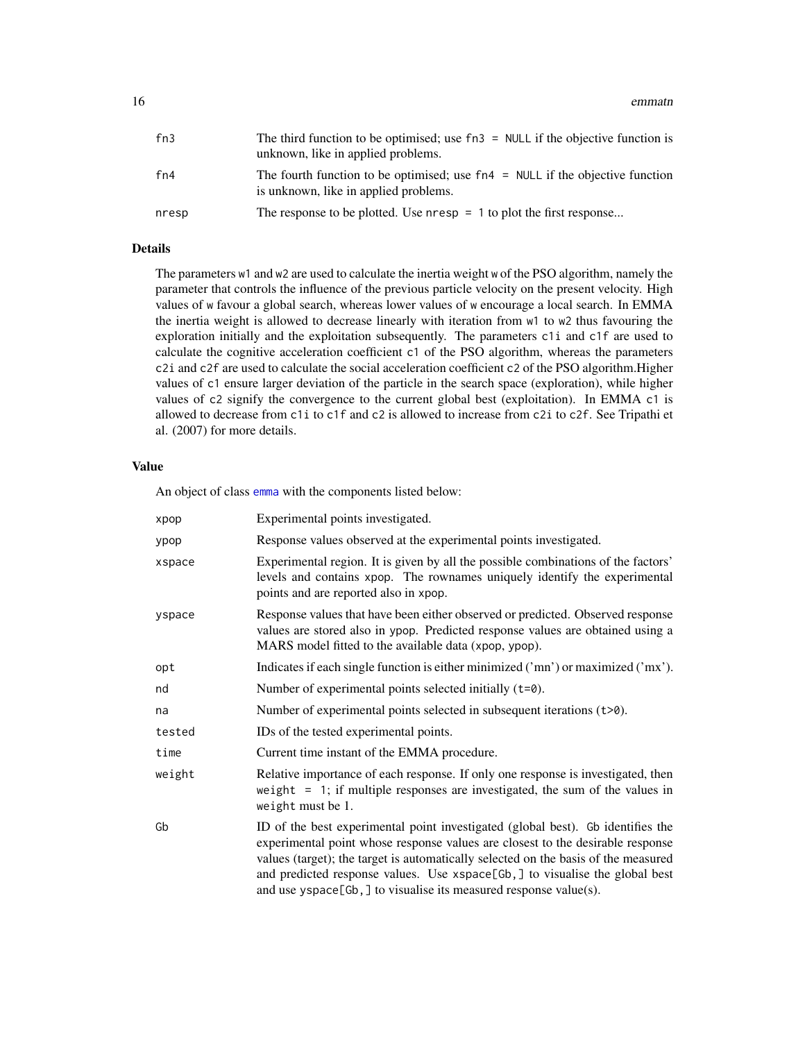| | |
|---|---|
| fn3 | The third function to be optimised; use `fn3 = NULL` if the objective function is unknown, like in applied problems. |
| fn4 | The fourth function to be optimised; use `fn4 = NULL` if the objective function is unknown, like in applied problems. |
| nresp | The response to be plotted. Use `nresp = 1` to plot the first response... |

## Details

The parameters `w1` and `w2` are used to calculate the inertia weight `w` of the PSO algorithm, namely the parameter that controls the influence of the previous particle velocity on the present velocity. High values of `w` favour a global search, whereas lower values of `w` encourage a local search. In EMMA the inertia weight is allowed to decrease linearly with iteration from `w1` to `w2` thus favouring the exploration initially and the exploitation subsequently. The parameters `c1i` and `c1f` are used to calculate the cognitive acceleration coefficient `c1` of the PSO algorithm, whereas the parameters `c2i` and `c2f` are used to calculate the social acceleration coefficient `c2` of the PSO algorithm.Higher values of `c1` ensure larger deviation of the particle in the search space (exploration), while higher values of `c2` signify the convergence to the current global best (exploitation). In EMMA `c1` is allowed to decrease from `c1i` to `c1f` and `c2` is allowed to increase from `c2i` to `c2f`. See Tripathi et al. (2007) for more details.

## Value

An object of class `emma` with the components listed below:

| | |
|---|---|
| xpop | Experimental points investigated. |
| ypop | Response values observed at the experimental points investigated. |
| xspace | Experimental region. It is given by all the possible combinations of the factors' levels and contains `xpop`. The rownames uniquely identify the experimental points and are reported also in `xpop`. |
| yspace | Response values that have been either observed or predicted. Observed response values are stored also in `ypop`. Predicted response values are obtained using a MARS model fitted to the available data (`xpop`, `ypop`). |
| opt | Indicates if each single function is either minimized ('mn') or maximized ('mx'). |
| nd | Number of experimental points selected initially (`t=0`). |
| na | Number of experimental points selected in subsequent iterations (`t>0`). |
| tested | IDs of the tested experimental points. |
| time | Current time instant of the EMMA procedure. |
| weight | Relative importance of each response. If only one response is investigated, then `weight = 1`; if multiple responses are investigated, the sum of the values in `weight` must be 1. |
| Gb | ID of the best experimental point investigated (global best). `Gb` identifies the experimental point whose response values are closest to the desirable response values (target); the target is automatically selected on the basis of the measured and predicted response values. Use `xspace[Gb,]` to visualise the global best and use `yspace[Gb,]` to visualise its measured response value(s). |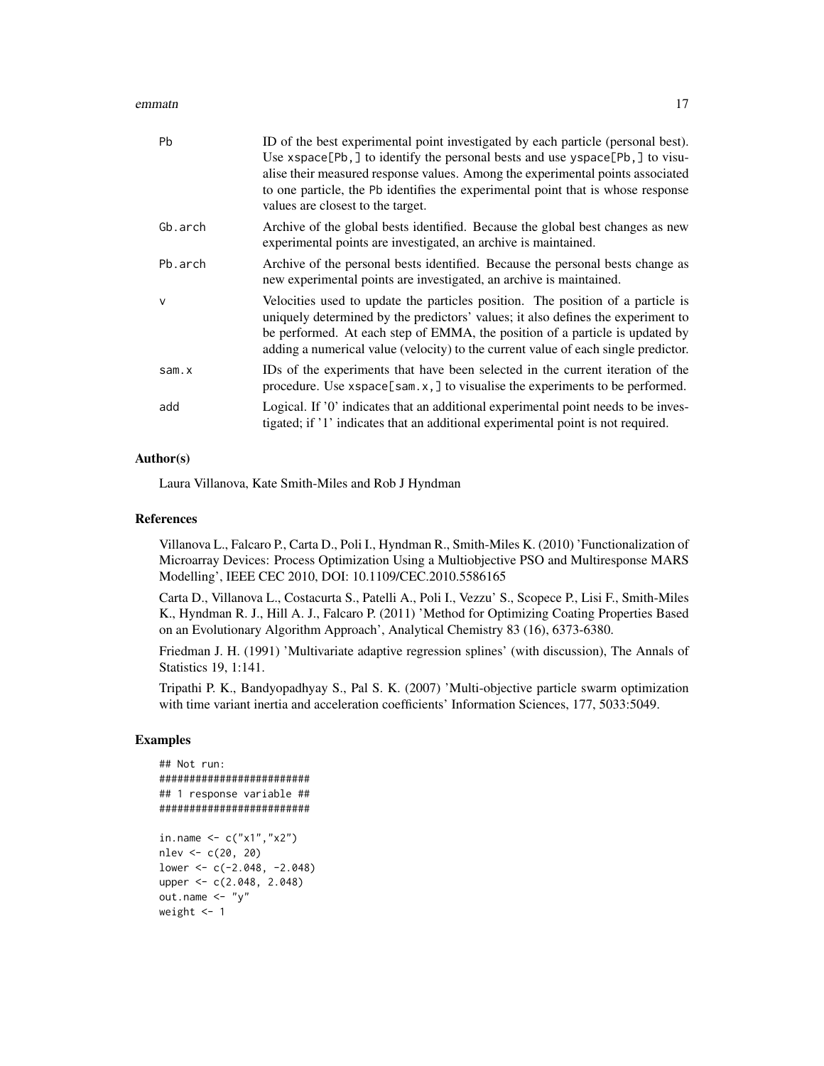| | |
|---|---|
| Pb | ID of the best experimental point investigated by each particle (personal best). Use `xspace[Pb,]` to identify the personal bests and use `yspace[Pb,]` to visualise their measured response values. Among the experimental points associated to one particle, the Pb identifies the experimental point that is whose response values are closest to the target. |
| Gb.arch | Archive of the global bests identified. Because the global best changes as new experimental points are investigated, an archive is maintained. |
| Pb.arch | Archive of the personal bests identified. Because the personal bests change as new experimental points are investigated, an archive is maintained. |
| v | Velocities used to update the particles position. The position of a particle is uniquely determined by the predictors' values; it also defines the experiment to be performed. At each step of EMMA, the position of a particle is updated by adding a numerical value (velocity) to the current value of each single predictor. |
| sam.x | IDs of the experiments that have been selected in the current iteration of the procedure. Use `xspace[sam.x,]` to visualise the experiments to be performed. |
| add | Logical. If '0' indicates that an additional experimental point needs to be investigated; if '1' indicates that an additional experimental point is not required. |

### Author(s)

Laura Villanova, Kate Smith-Miles and Rob J Hyndman

### References

Villanova L., Falcaro P., Carta D., Poli I., Hyndman R., Smith-Miles K. (2010) 'Functionalization of Microarray Devices: Process Optimization Using a Multiobjective PSO and Multiresponse MARS Modelling', IEEE CEC 2010, DOI: 10.1109/CEC.2010.5586165

Carta D., Villanova L., Costacurta S., Patelli A., Poli I., Vezzu' S., Scopece P., Lisi F., Smith-Miles K., Hyndman R. J., Hill A. J., Falcaro P. (2011) 'Method for Optimizing Coating Properties Based on an Evolutionary Algorithm Approach', Analytical Chemistry 83 (16), 6373-6380.

Friedman J. H. (1991) 'Multivariate adaptive regression splines' (with discussion), The Annals of Statistics 19, 1:141.

Tripathi P. K., Bandyopadhyay S., Pal S. K. (2007) 'Multi-objective particle swarm optimization with time variant inertia and acceleration coefficients' Information Sciences, 177, 5033:5049.

### Examples

```
## Not run:
#########################
## 1 response variable ##
#########################

in.name <- c("x1","x2")
nlev <- c(20, 20)
lower <- c(-2.048, -2.048)
upper <- c(2.048, 2.048)
out.name <- "y"
weight <- 1
```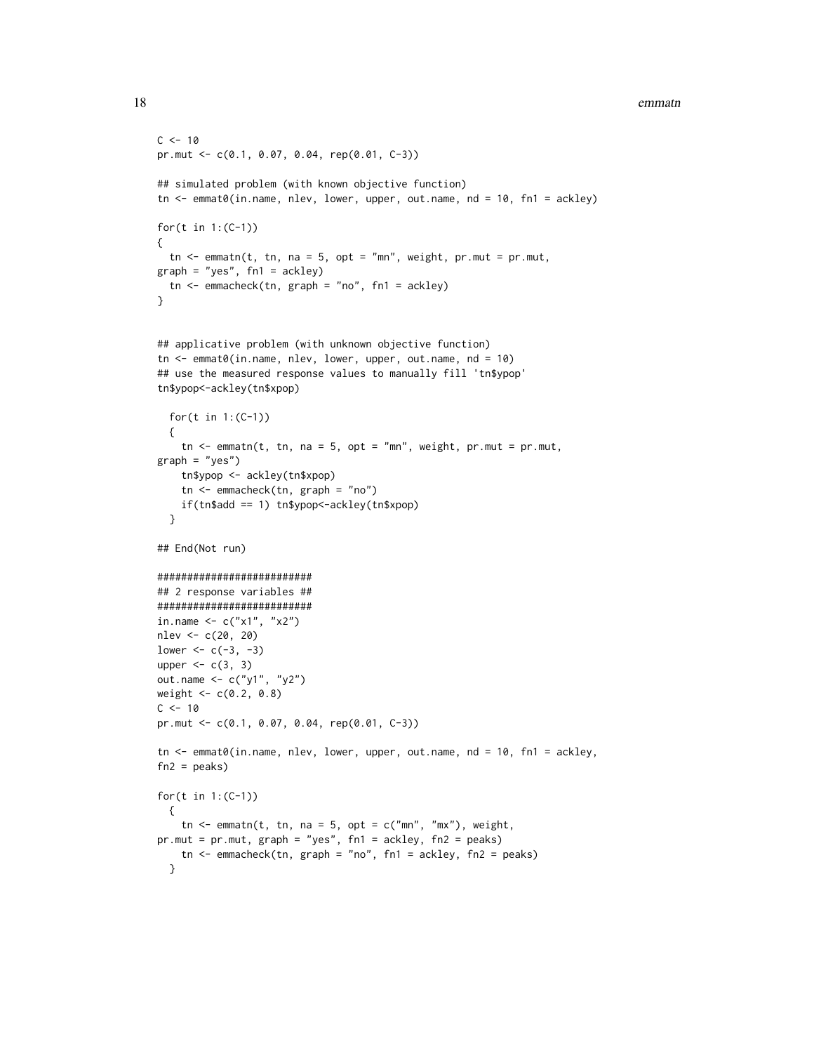```
C <- 10
pr.mut <- c(0.1, 0.07, 0.04, rep(0.01, C-3))

## simulated problem (with known objective function)
tn <- emmat0(in.name, nlev, lower, upper, out.name, nd = 10, fn1 = ackley)

for(t in 1:(C-1))
{
  tn <- emmatn(t, tn, na = 5, opt = "mn", weight, pr.mut = pr.mut,
graph = "yes", fn1 = ackley)
  tn <- emmacheck(tn, graph = "no", fn1 = ackley)
}


## applicative problem (with unknown objective function)
tn <- emmat0(in.name, nlev, lower, upper, out.name, nd = 10)
## use the measured response values to manually fill 'tn$ypop'
tn$ypop<-ackley(tn$xpop)

  for(t in 1:(C-1))
  {
    tn <- emmatn(t, tn, na = 5, opt = "mn", weight, pr.mut = pr.mut,
graph = "yes")
    tn$ypop <- ackley(tn$xpop)
    tn <- emmacheck(tn, graph = "no")
    if(tn$add == 1) tn$ypop<-ackley(tn$xpop)
  }

## End(Not run)

##########################
## 2 response variables ##
##########################
in.name <- c("x1", "x2")
nlev <- c(20, 20)
lower <- c(-3, -3)
upper <- c(3, 3)
out.name <- c("y1", "y2")
weight <- c(0.2, 0.8)
C <- 10
pr.mut <- c(0.1, 0.07, 0.04, rep(0.01, C-3))

tn <- emmat0(in.name, nlev, lower, upper, out.name, nd = 10, fn1 = ackley,
fn2 = peaks)

for(t in 1:(C-1))
  {
    tn <- emmatn(t, tn, na = 5, opt = c("mn", "mx"), weight,
pr.mut = pr.mut, graph = "yes", fn1 = ackley, fn2 = peaks)
    tn <- emmacheck(tn, graph = "no", fn1 = ackley, fn2 = peaks)
  }
```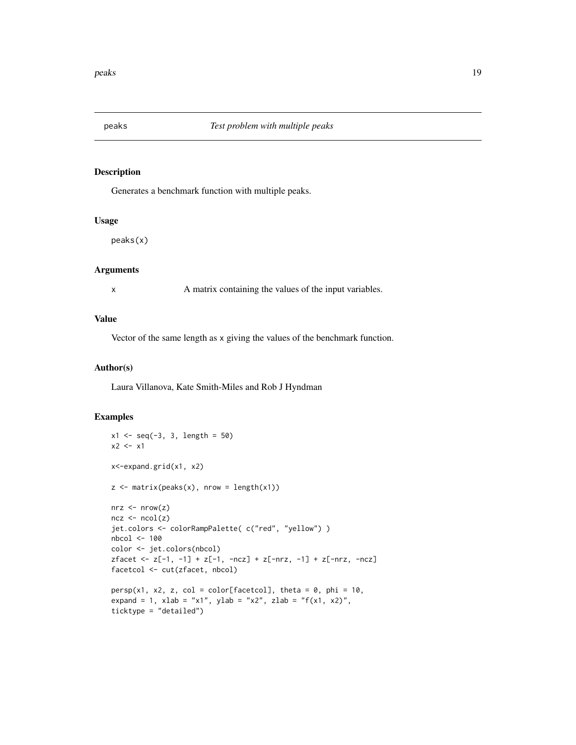# peaks — *Test problem with multiple peaks*

## Description

Generates a benchmark function with multiple peaks.

## Usage

```
peaks(x)
```

## Arguments

| | |
|---|---|
| x | A matrix containing the values of the input variables. |

## Value

Vector of the same length as `x` giving the values of the benchmark function.

## Author(s)

Laura Villanova, Kate Smith-Miles and Rob J Hyndman

## Examples

```
x1 <- seq(-3, 3, length = 50)
x2 <- x1

x<-expand.grid(x1, x2)

z <- matrix(peaks(x), nrow = length(x1))

nrz <- nrow(z)
ncz <- ncol(z)
jet.colors <- colorRampPalette( c("red", "yellow") )
nbcol <- 100
color <- jet.colors(nbcol)
zfacet <- z[-1, -1] + z[-1, -ncz] + z[-nrz, -1] + z[-nrz, -ncz]
facetcol <- cut(zfacet, nbcol)

persp(x1, x2, z, col = color[facetcol], theta = 0, phi = 10,
expand = 1, xlab = "x1", ylab = "x2", zlab = "f(x1, x2)",
ticktype = "detailed")
```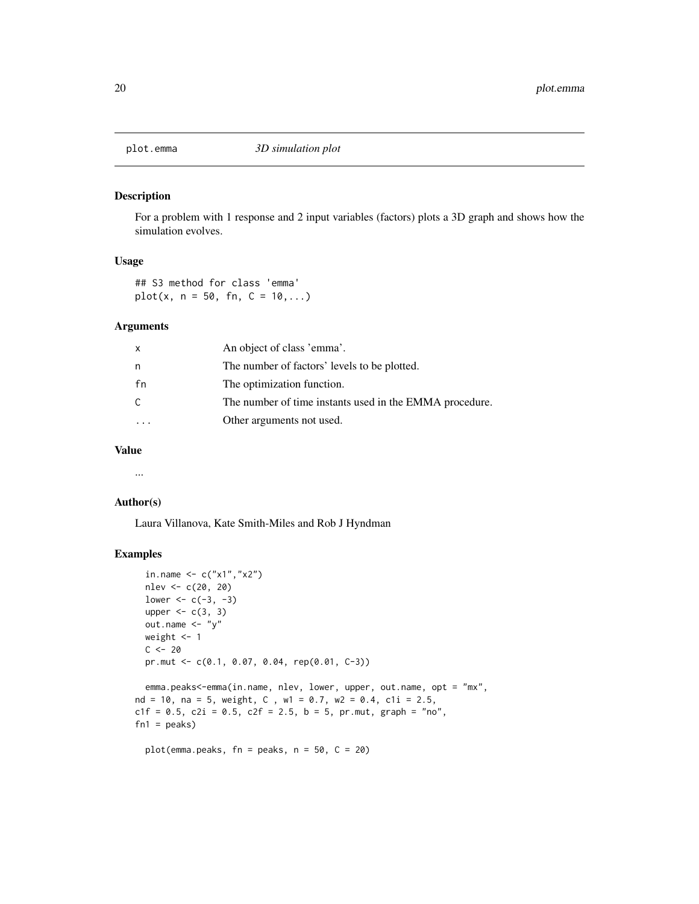plot.emma — *3D simulation plot*

## Description

For a problem with 1 response and 2 input variables (factors) plots a 3D graph and shows how the simulation evolves.

## Usage

```
## S3 method for class 'emma'
plot(x, n = 50, fn, C = 10,...)
```

## Arguments

| | |
|---|---|
| x | An object of class 'emma'. |
| n | The number of factors' levels to be plotted. |
| fn | The optimization function. |
| C | The number of time instants used in the EMMA procedure. |
| ... | Other arguments not used. |

## Value

...

## Author(s)

Laura Villanova, Kate Smith-Miles and Rob J Hyndman

## Examples

```
  in.name <- c("x1","x2")
  nlev <- c(20, 20)
  lower <- c(-3, -3)
  upper <- c(3, 3)
  out.name <- "y"
  weight <- 1
  C <- 20
  pr.mut <- c(0.1, 0.07, 0.04, rep(0.01, C-3))

  emma.peaks<-emma(in.name, nlev, lower, upper, out.name, opt = "mx",
nd = 10, na = 5, weight, C , w1 = 0.7, w2 = 0.4, c1i = 2.5,
c1f = 0.5, c2i = 0.5, c2f = 2.5, b = 5, pr.mut, graph = "no",
fn1 = peaks)

  plot(emma.peaks, fn = peaks, n = 50, C = 20)
```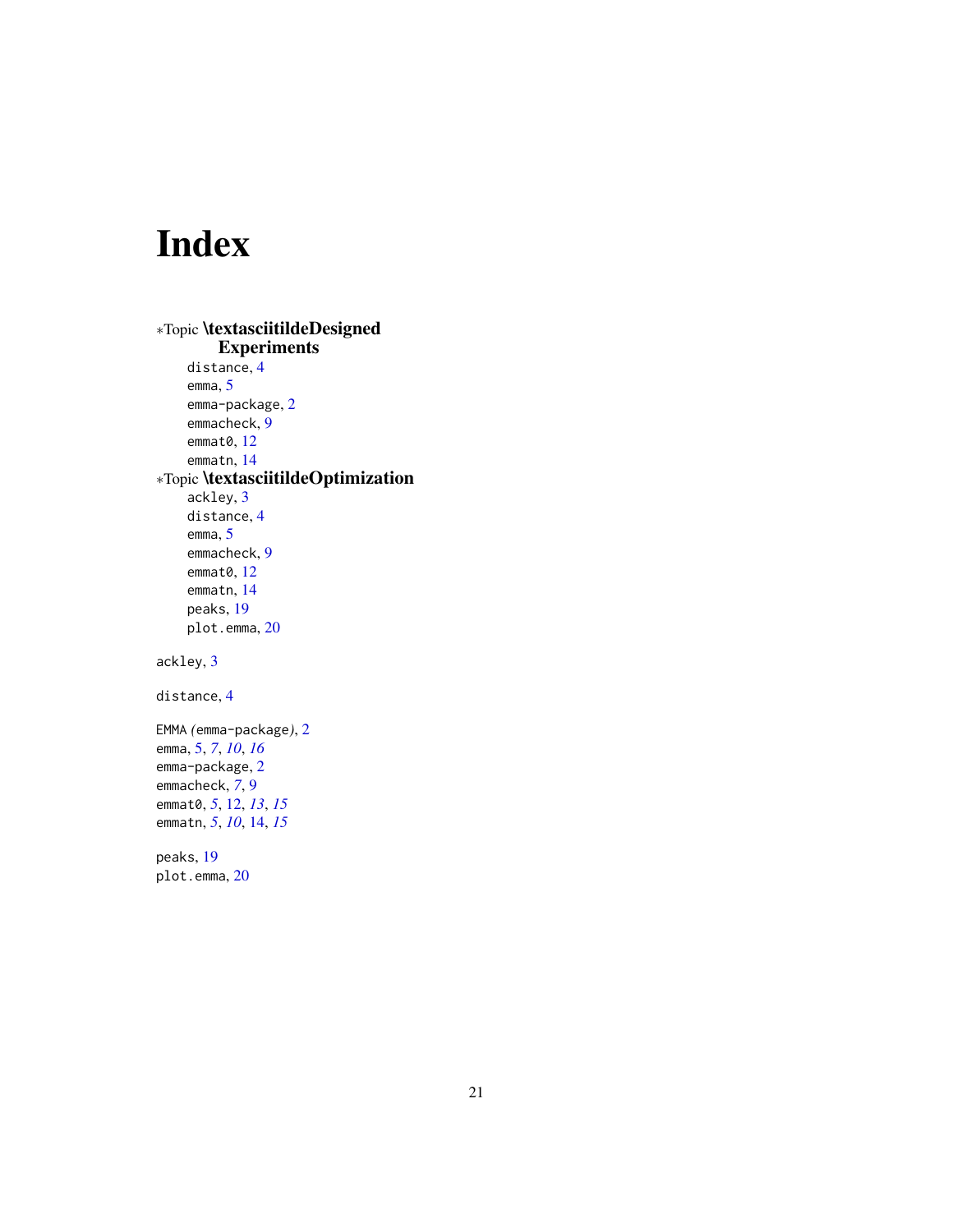# Index

∗Topic **\textasciitildeDesigned Experiments**

- distance, 4
- emma, 5
- emma-package, 2
- emmacheck, 9
- emmat0, 12
- emmatn, 14

∗Topic **\textasciitildeOptimization**

- ackley, 3
- distance, 4
- emma, 5
- emmacheck, 9
- emmat0, 12
- emmatn, 14
- peaks, 19
- plot.emma, 20

ackley, 3

distance, 4

EMMA *(*emma-package*)*, 2
emma, 5, *7*, *10*, *16*
emma-package, 2
emmacheck, *7*, 9
emmat0, *5*, 12, *13*, *15*
emmatn, *5*, *10*, 14, *15*

peaks, 19
plot.emma, 20